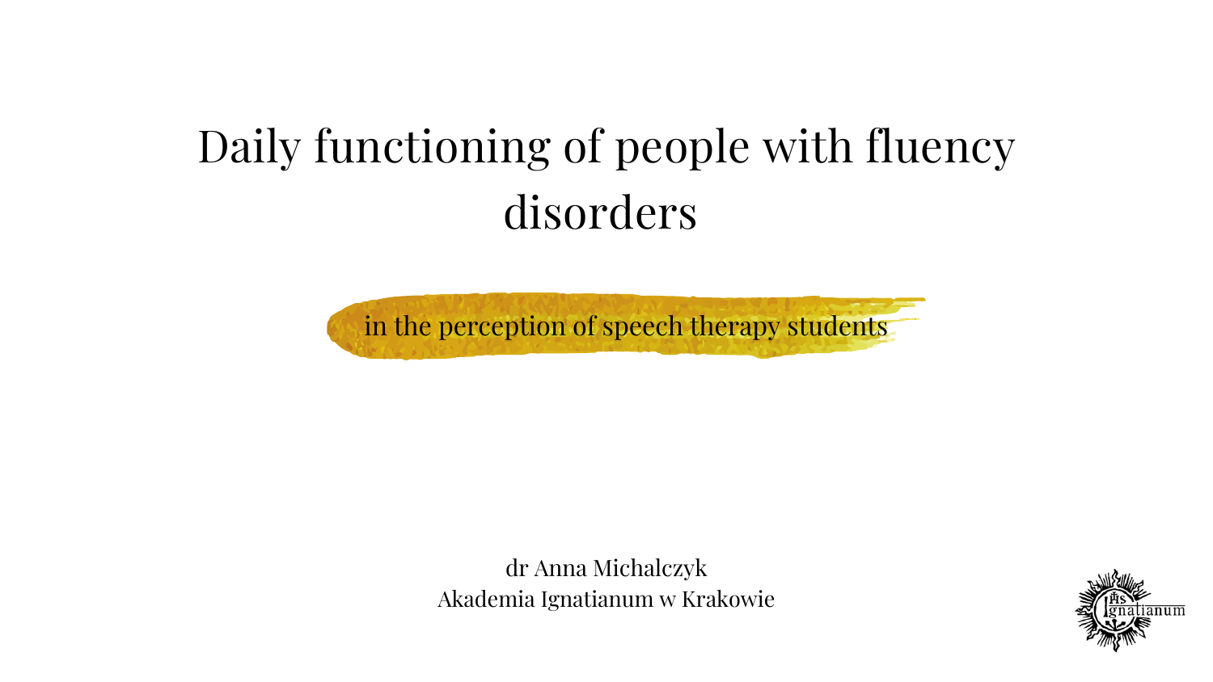# Daily functioning of people with fluency disorders

in the perception of speech therapy students

dr Anna Michalczyk
Akademia Ignatianum w Krakowie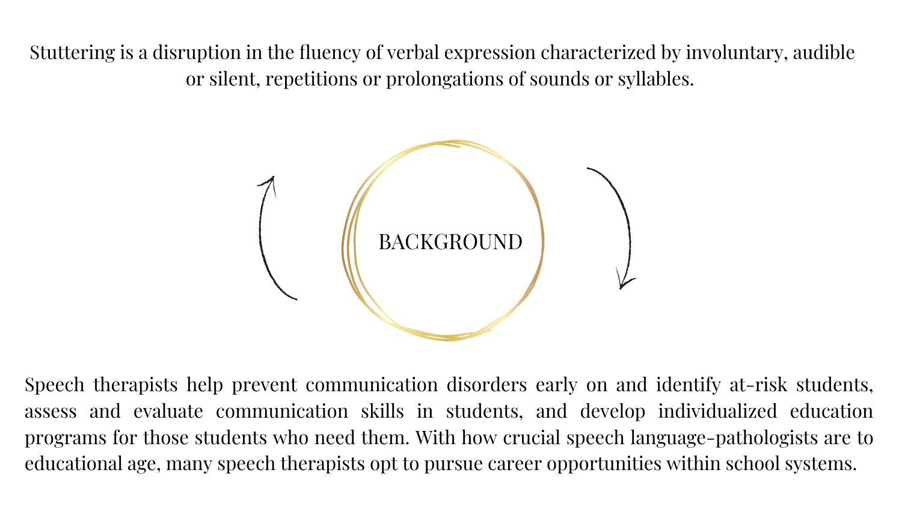Stuttering is a disruption in the fluency of verbal expression characterized by involuntary, audible or silent, repetitions or prolongations of sounds or syllables.

## BACKGROUND

Speech therapists help prevent communication disorders early on and identify at-risk students, assess and evaluate communication skills in students, and develop individualized education programs for those students who need them. With how crucial speech language-pathologists are to educational age, many speech therapists opt to pursue career opportunities within school systems.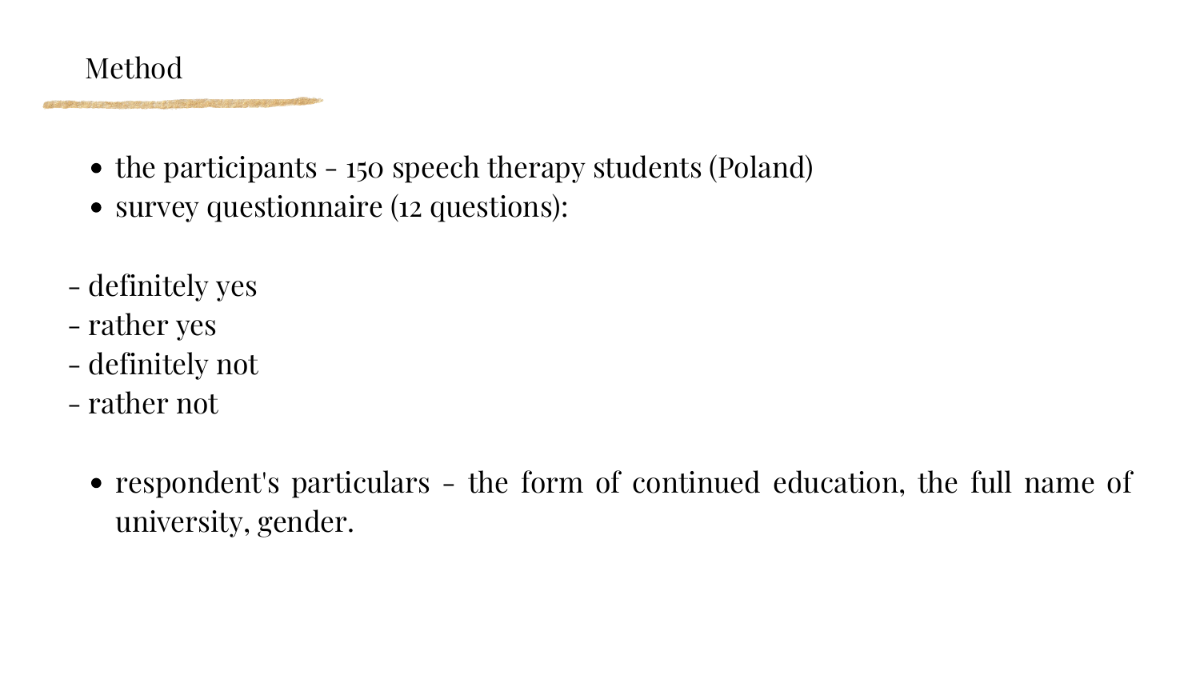# Method

- the participants - 150 speech therapy students (Poland)
- survey questionnaire (12 questions):

- definitely yes
- rather yes
- definitely not
- rather not

- respondent's particulars - the form of continued education, the full name of university, gender.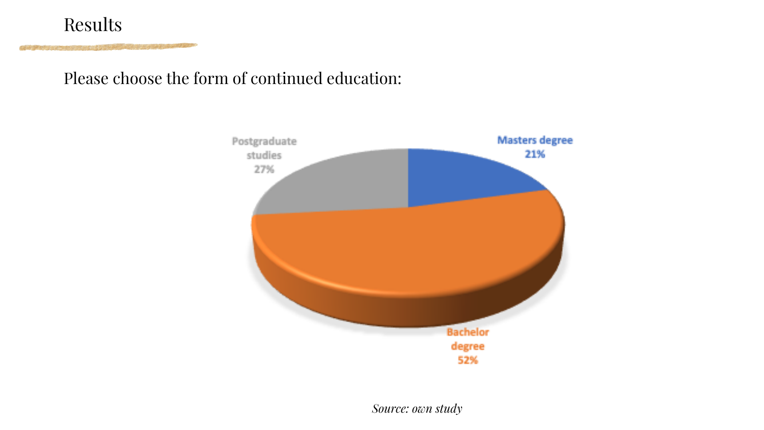# Results

Please choose the form of continued education:

Postgraduate studies 27%

Masters degree 21%

Bachelor degree 52%

*Source: own study*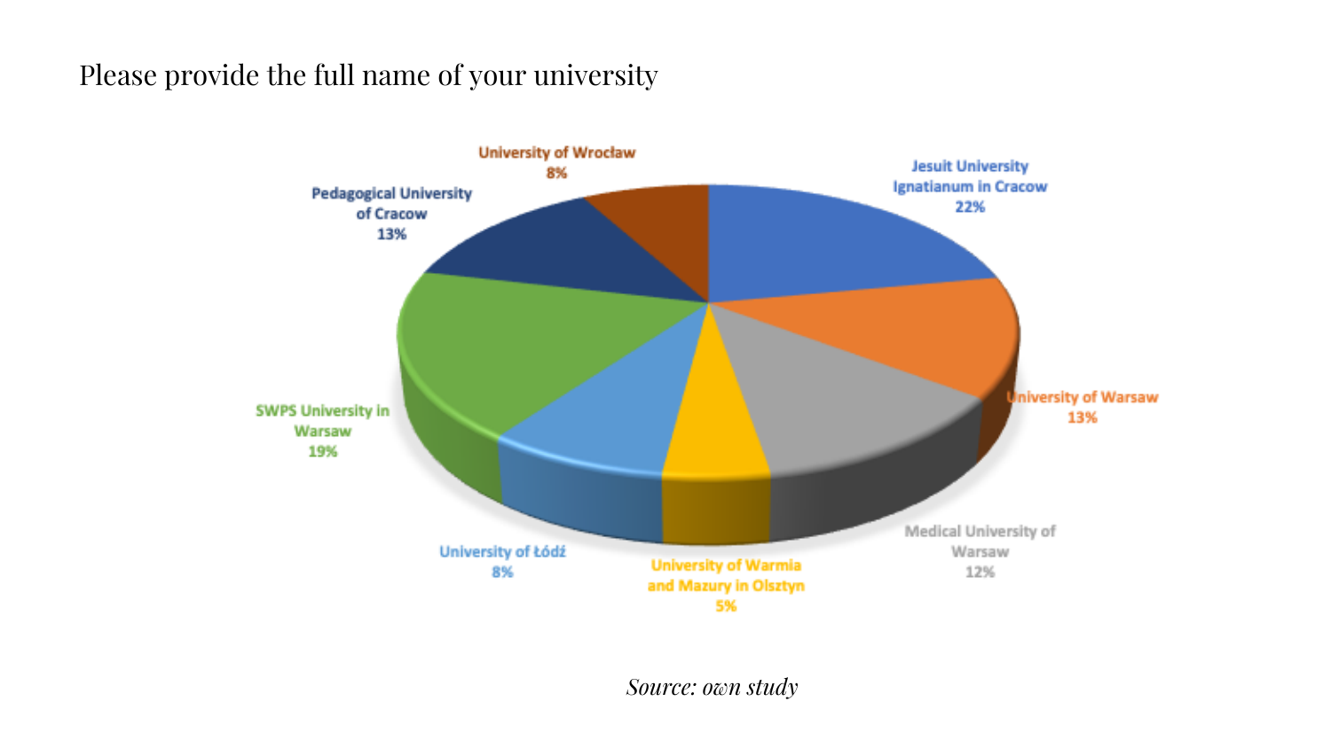Please provide the full name of your university

Jesuit University Ignatianum in Cracow 22%

University of Warsaw 13%

Medical University of Warsaw 12%

University of Warmia and Mazury in Olsztyn 5%

University of Łódź 8%

SWPS University in Warsaw 19%

Pedagogical University of Cracow 13%

University of Wrocław 8%

*Source: own study*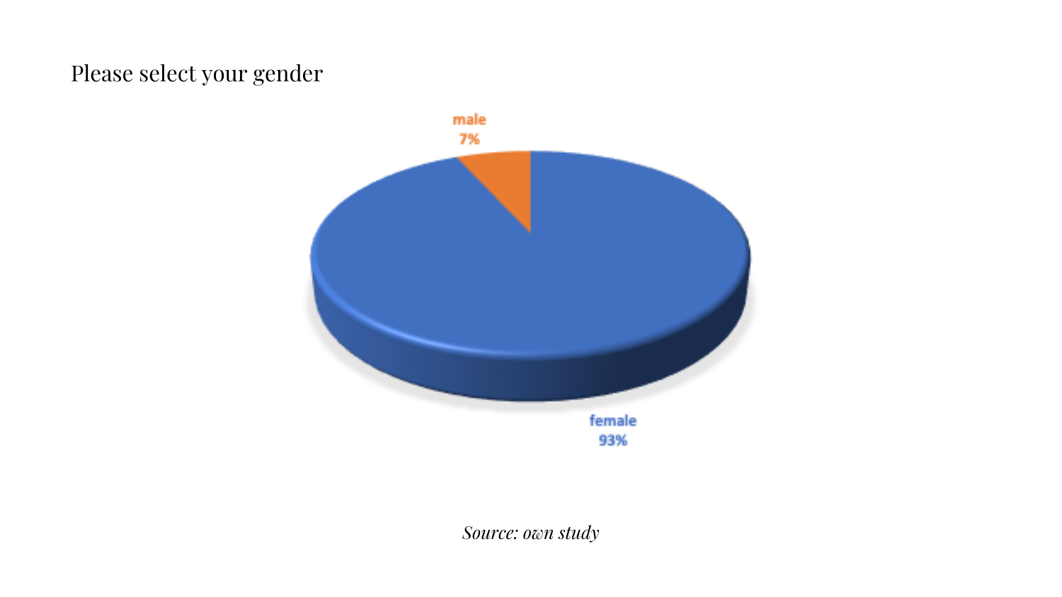Please select your gender

male 7%

female 93%

*Source: own study*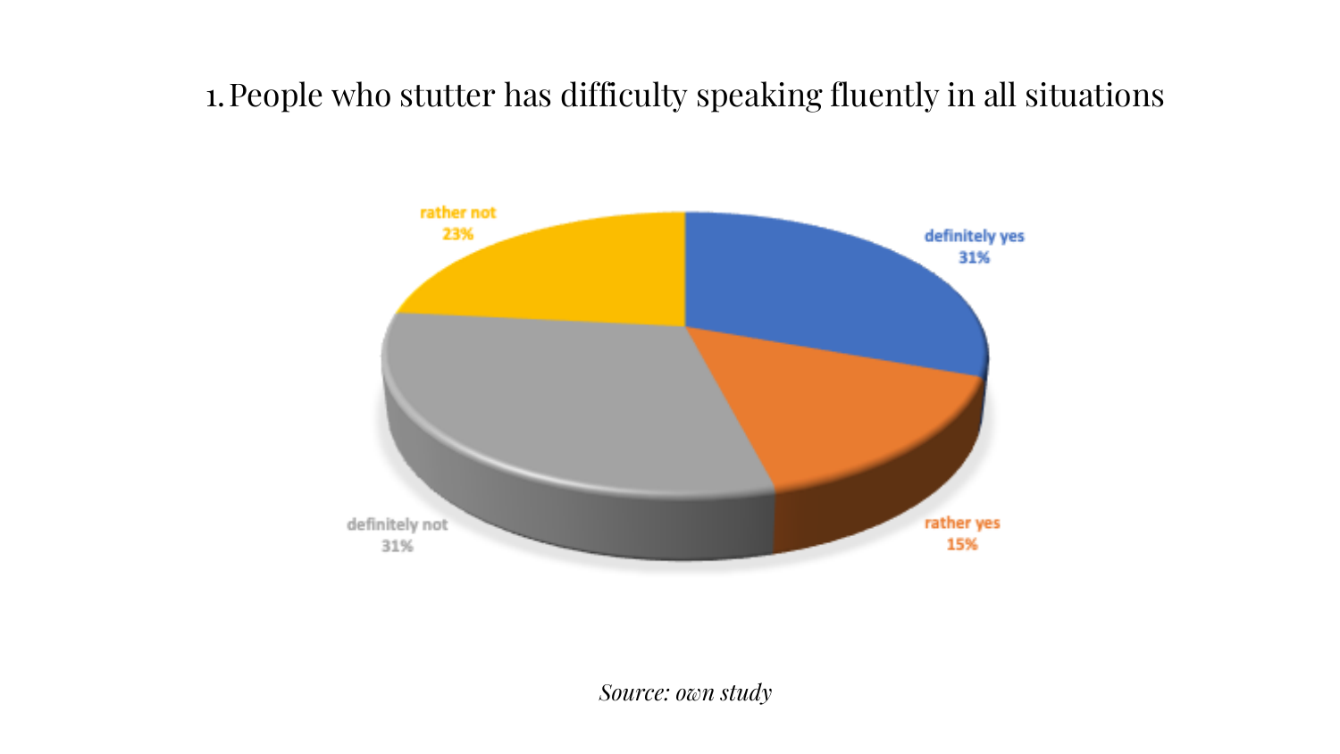1. People who stutter has difficulty speaking fluently in all situations

definitely yes 31%

rather yes 15%

definitely not 31%

rather not 23%

*Source: own study*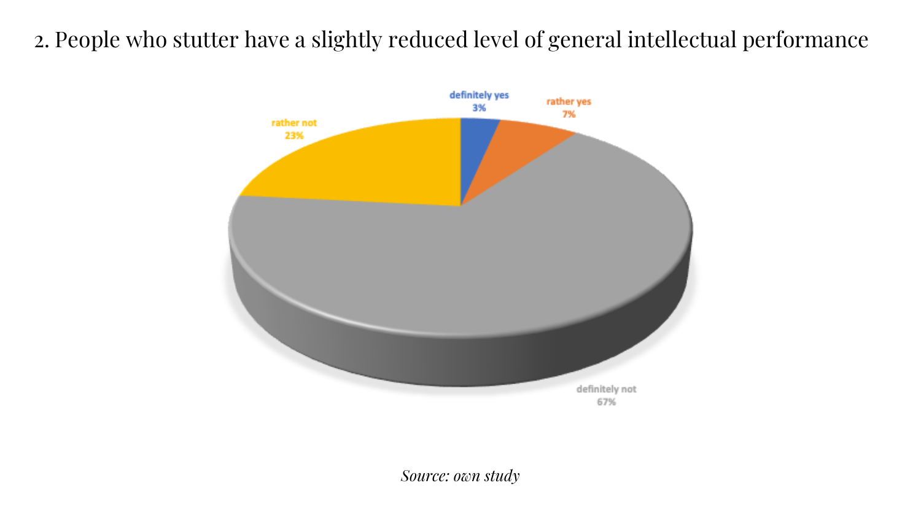2. People who stutter have a slightly reduced level of general intellectual performance

definitely yes 3%

rather yes 7%

rather not 23%

definitely not 67%

*Source: own study*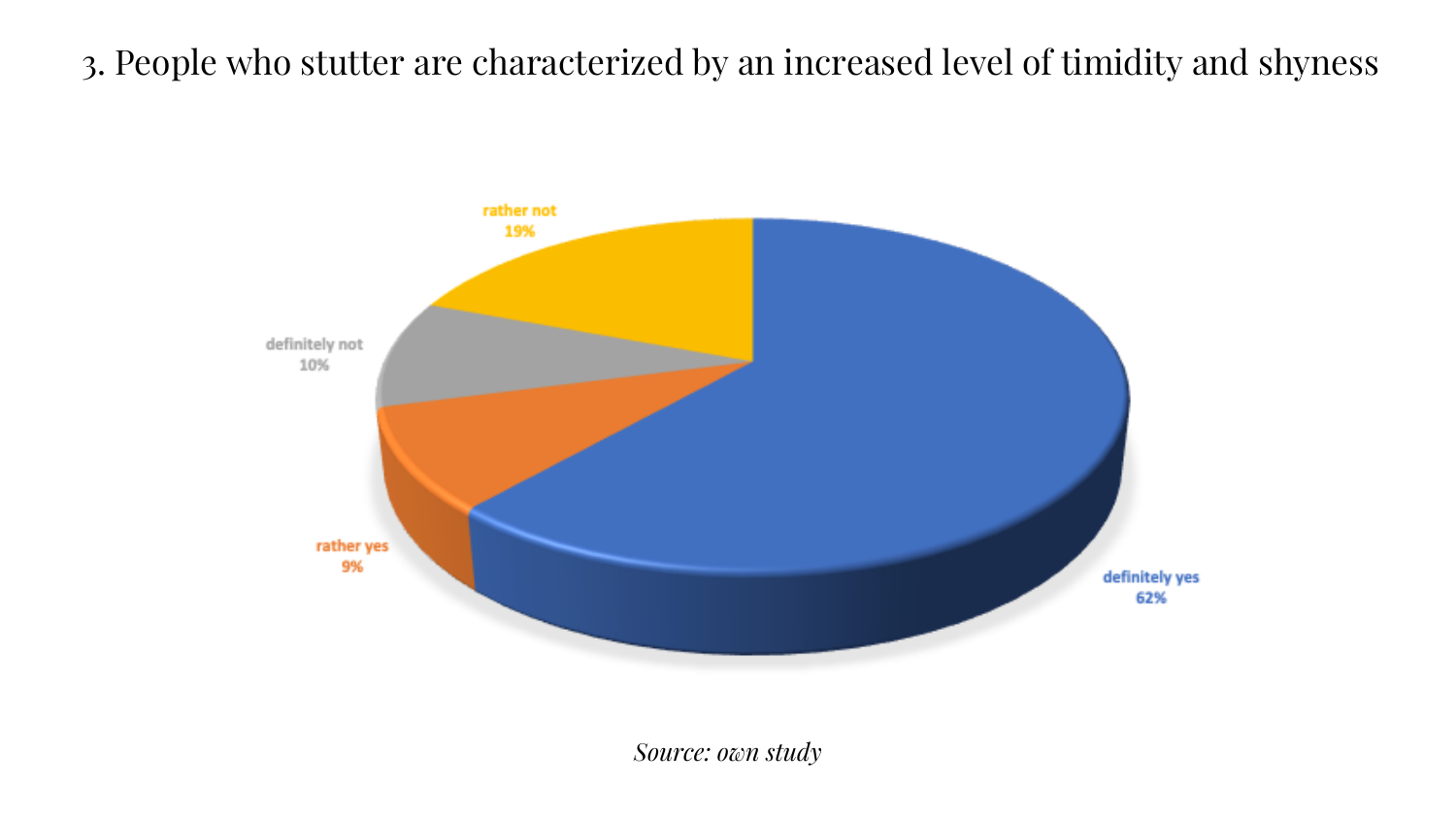3. People who stutter are characterized by an increased level of timidity and shyness

rather not 19%

definitely not 10%

rather yes 9%

definitely yes 62%

*Source: own study*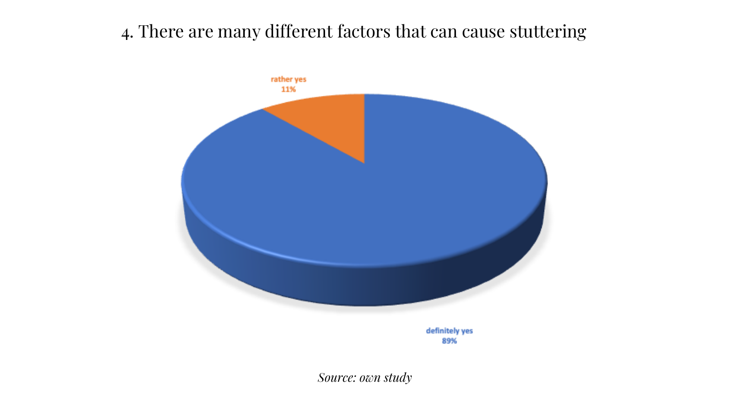4. There are many different factors that can cause stuttering

rather yes
11%

definitely yes
89%

*Source: own study*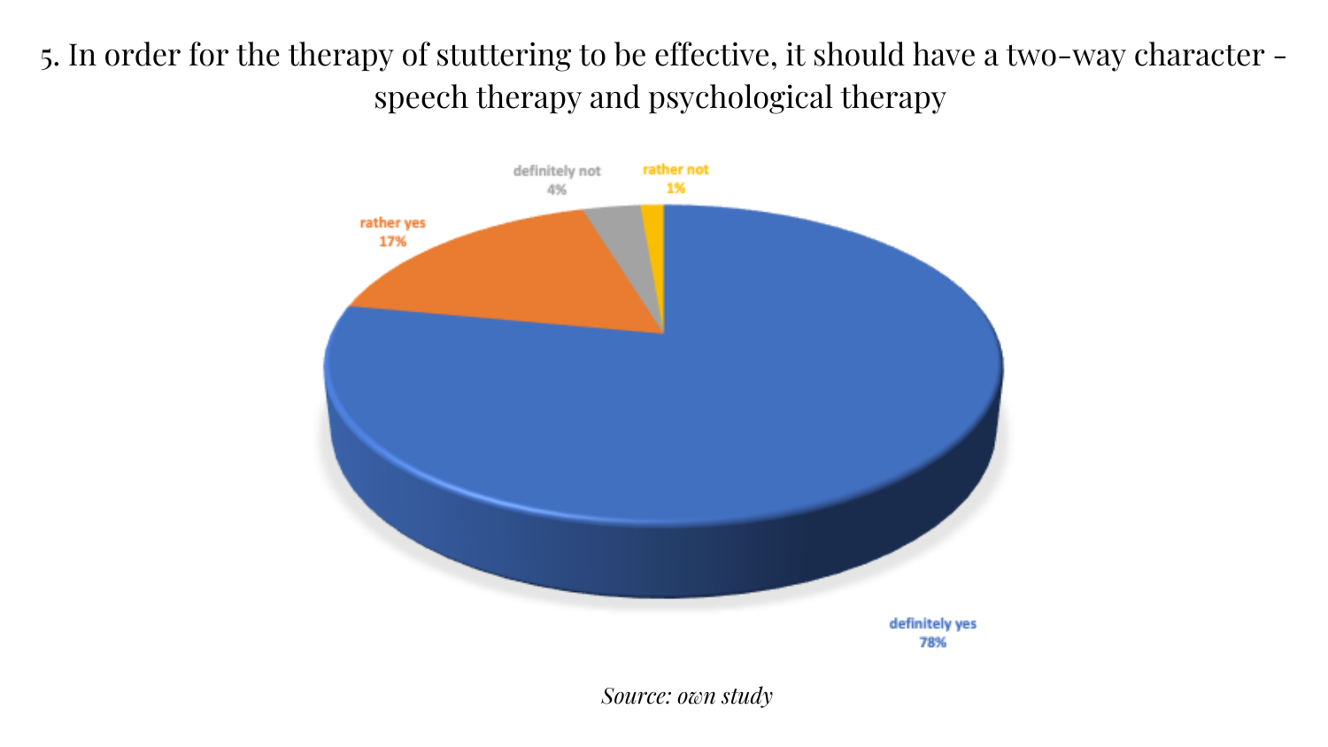# 5. In order for the therapy of stuttering to be effective, it should have a two-way character - speech therapy and psychological therapy

| Response | Percentage |
| --- | --- |
| definitely yes | 78% |
| rather yes | 17% |
| definitely not | 4% |
| rather not | 1% |

*Source: own study*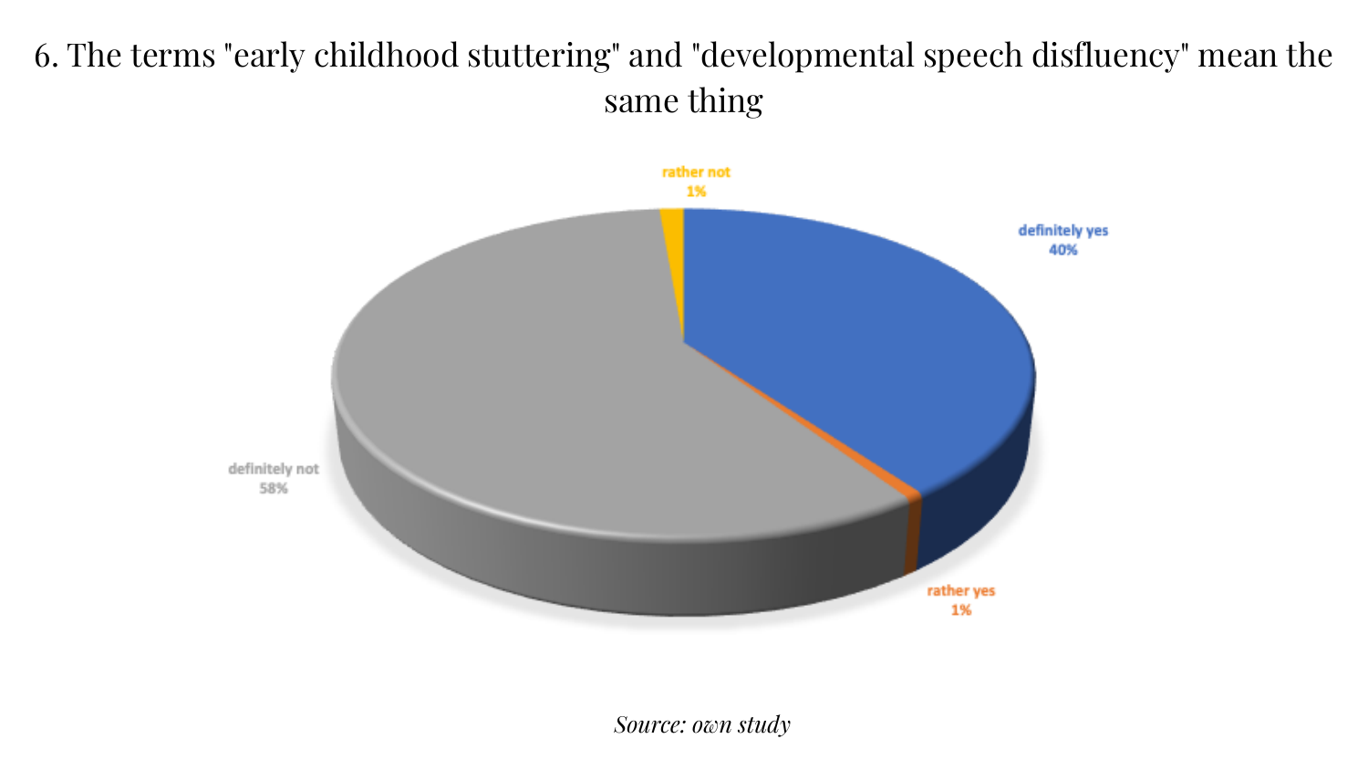6. The terms "early childhood stuttering" and "developmental speech disfluency" mean the same thing

rather not
1%

definitely yes
40%

definitely not
58%

rather yes
1%

*Source: own study*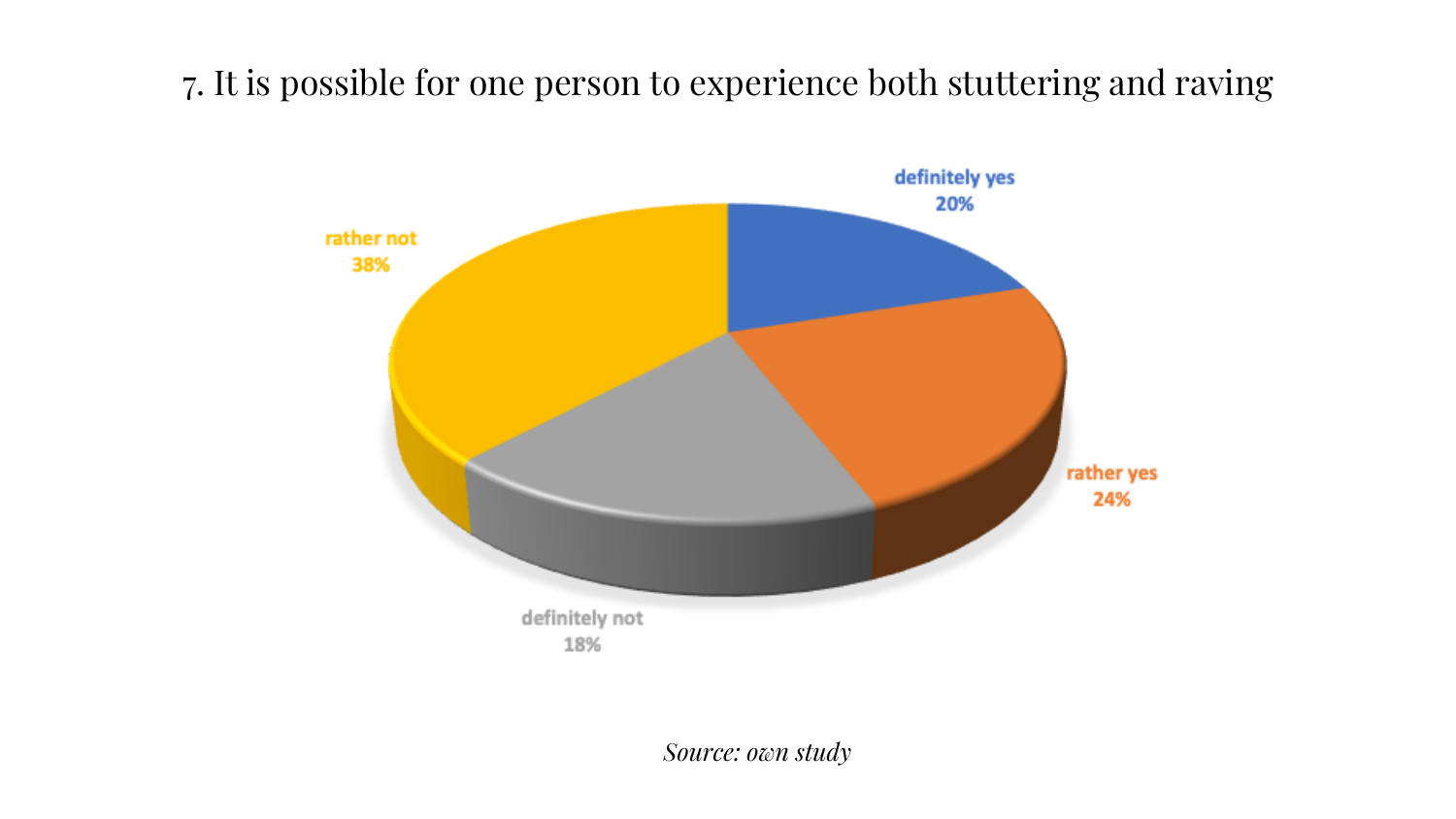7. It is possible for one person to experience both stuttering and raving

| Response | Percentage |
|---|---|
| definitely yes | 20% |
| rather yes | 24% |
| definitely not | 18% |
| rather not | 38% |

*Source: own study*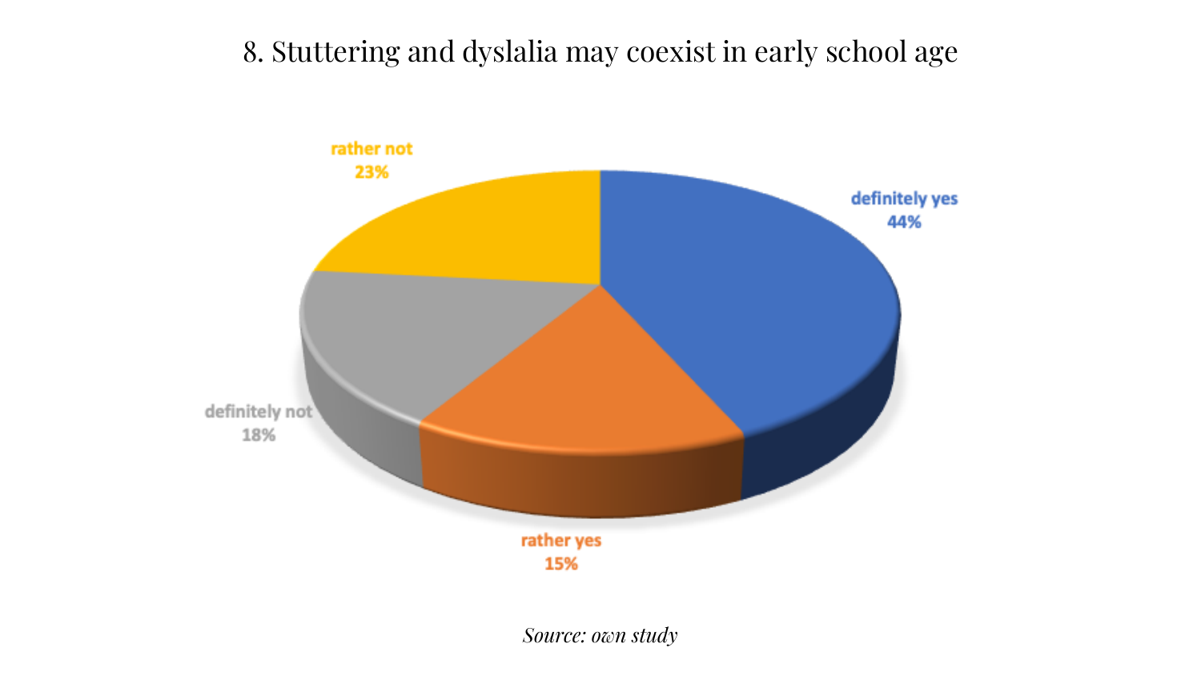8. Stuttering and dyslalia may coexist in early school age

rather not 23%

definitely yes 44%

definitely not 18%

rather yes 15%

*Source: own study*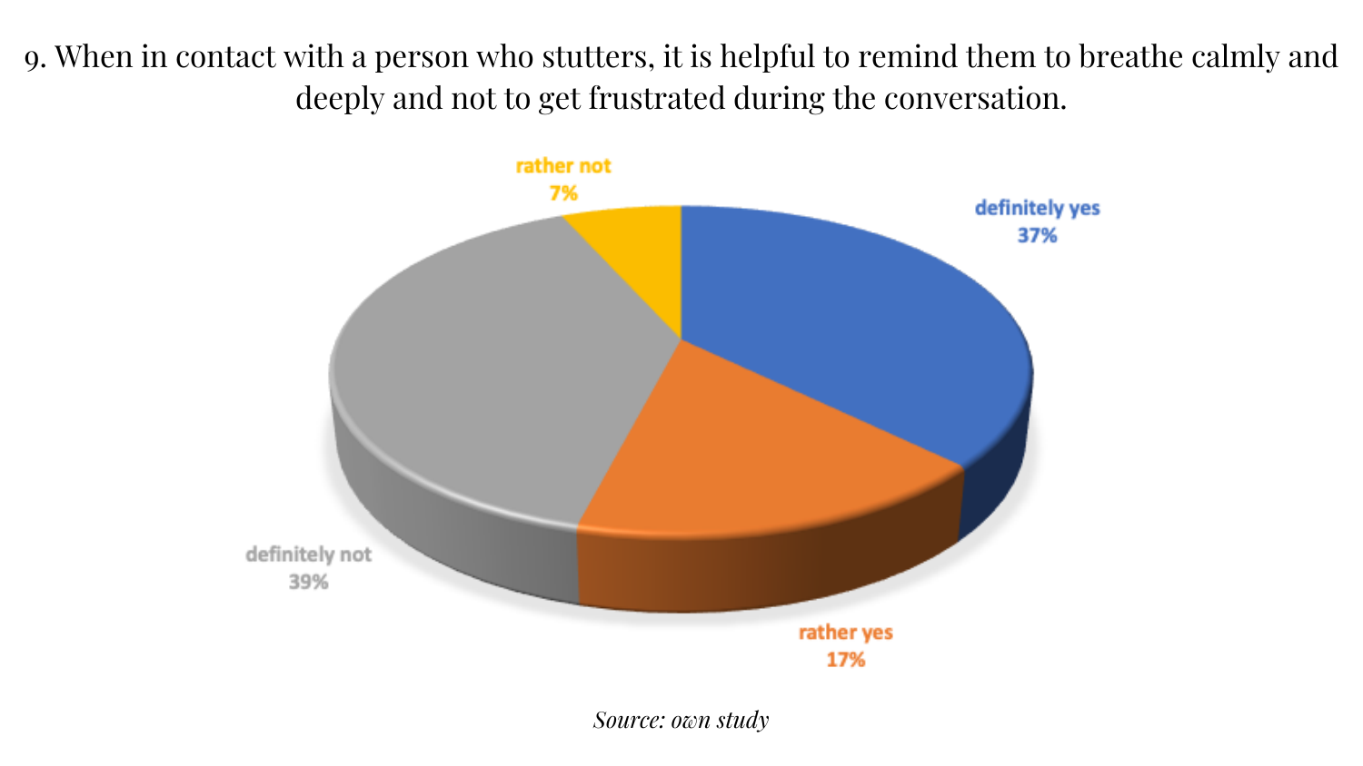9. When in contact with a person who stutters, it is helpful to remind them to breathe calmly and deeply and not to get frustrated during the conversation.

| Response | Percentage |
| --- | --- |
| definitely yes | 37% |
| rather yes | 17% |
| rather not | 7% |
| definitely not | 39% |

*Source: own study*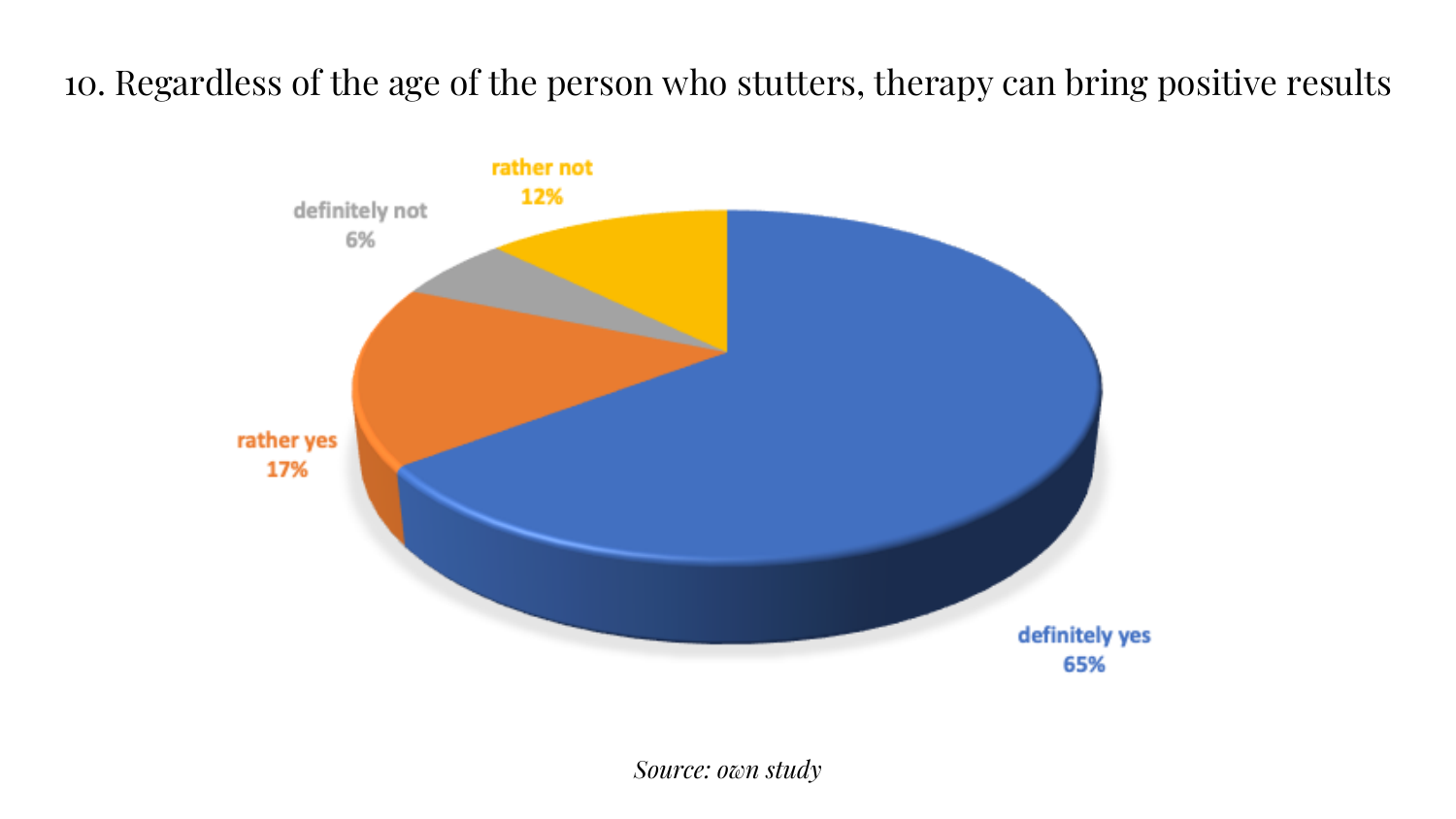10. Regardless of the age of the person who stutters, therapy can bring positive results

| Response | Percentage |
| --- | --- |
| definitely yes | 65% |
| rather yes | 17% |
| rather not | 12% |
| definitely not | 6% |

*Source: own study*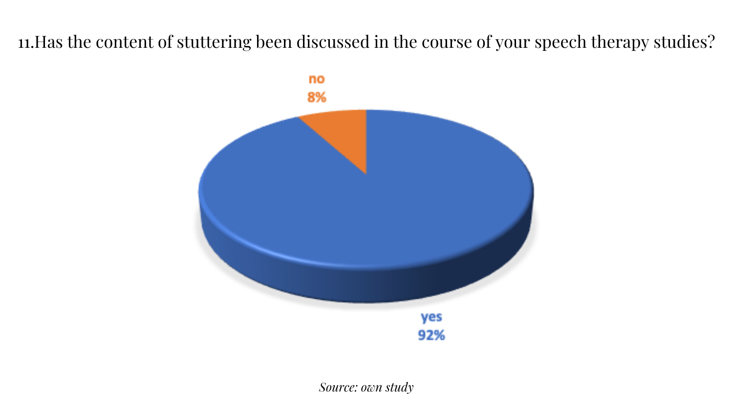11.Has the content of stuttering been discussed in the course of your speech therapy studies?

no
8%

yes
92%

*Source: own study*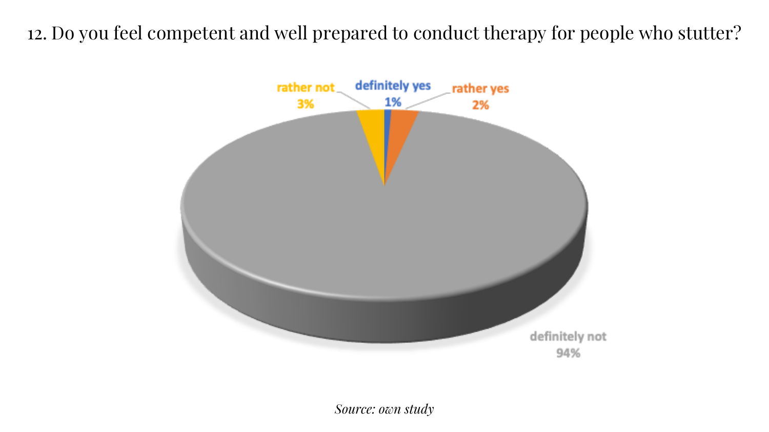12. Do you feel competent and well prepared to conduct therapy for people who stutter?

rather not 3%

definitely yes 1%

rather yes 2%

definitely not 94%

*Source: own study*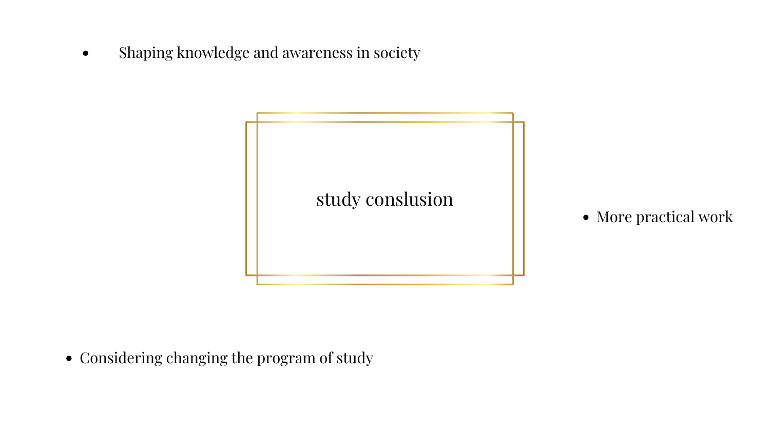- Shaping knowledge and awareness in society

## study conslusion

- More practical work

- Considering changing the program of study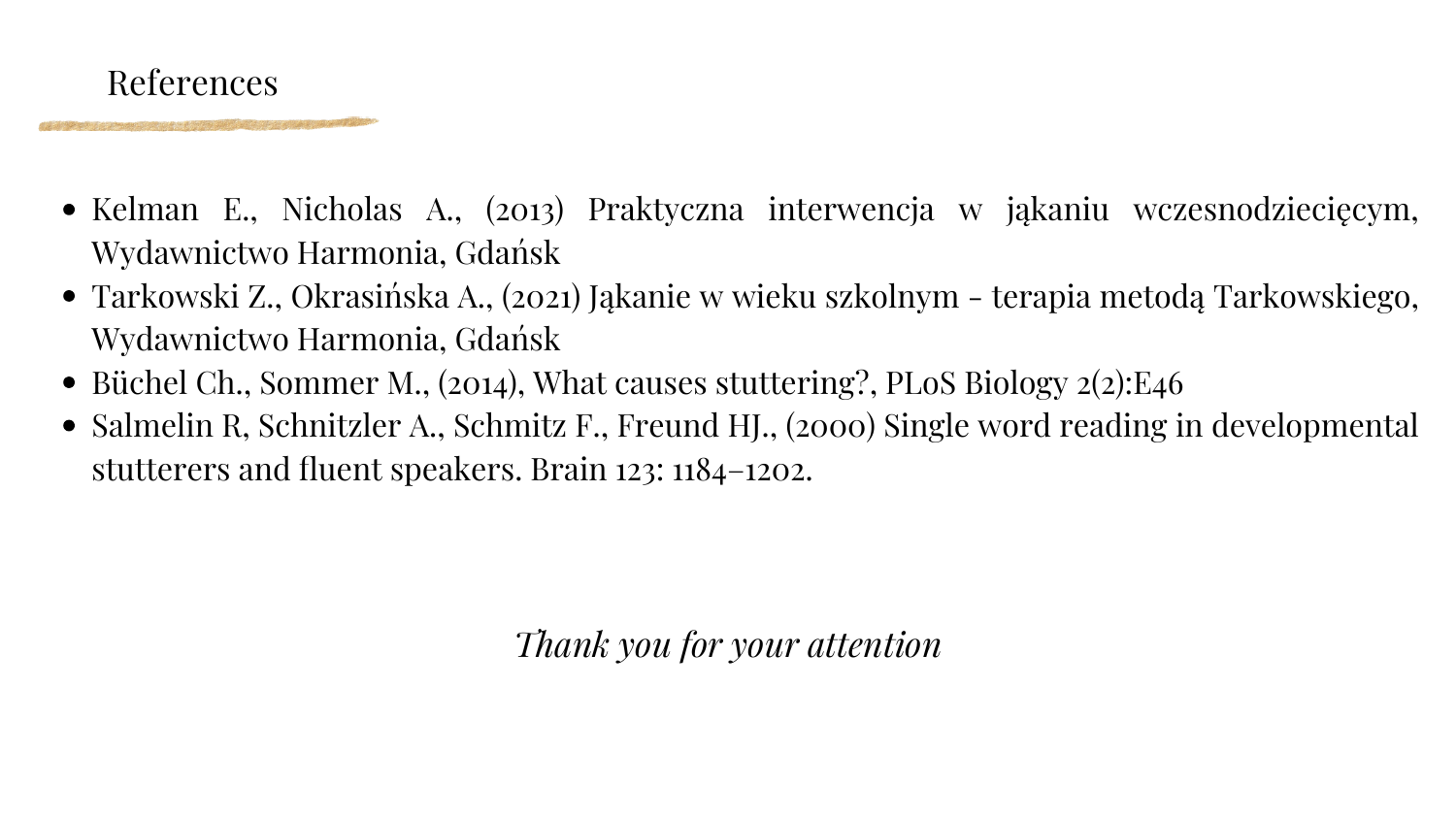# References

- Kelman E., Nicholas A., (2013) Praktyczna interwencja w jąkaniu wczesnodziecięcym, Wydawnictwo Harmonia, Gdańsk
- Tarkowski Z., Okrasińska A., (2021) Jąkanie w wieku szkolnym - terapia metodą Tarkowskiego, Wydawnictwo Harmonia, Gdańsk
- Büchel Ch., Sommer M., (2014), What causes stuttering?, PLoS Biology 2(2):E46
- Salmelin R, Schnitzler A., Schmitz F., Freund HJ., (2000) Single word reading in developmental stutterers and fluent speakers. Brain 123: 1184–1202.

*Thank you for your attention*